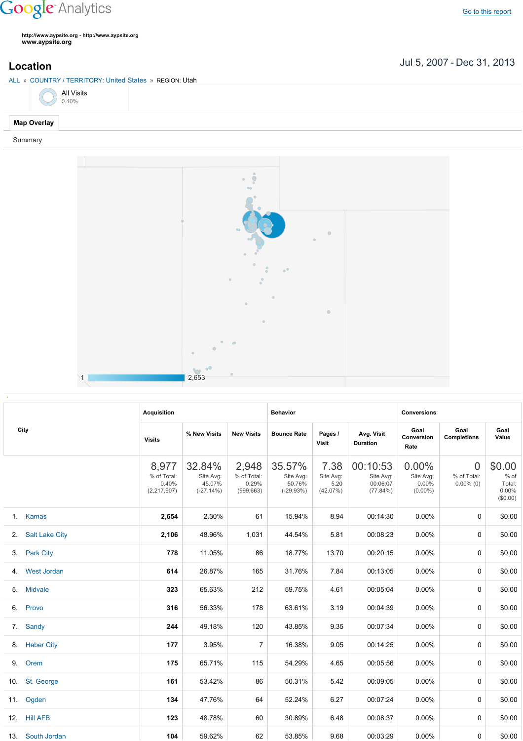Google Analytics

Go to this report

http://www.aypsite.org - http://www.aypsite.org
www.aypsite.org

## Location

Jul 5, 2007 - Dec 31, 2013

ALL » COUNTRY / TERRITORY: United States » REGION: Utah

All Visits
0.40%

Map Overlay

Summary

1 2,653

| City | Acquisition | | | Behavior | | | Conversions | | |
|---|---|---|---|---|---|---|---|---|---|
| | Visits | % New Visits | New Visits | Bounce Rate | Pages / Visit | Avg. Visit Duration | Goal Conversion Rate | Goal Completions | Goal Value |
| | 8,977 % of Total: 0.40% (2,217,907) | 32.84% Site Avg: 45.07% (-27.14%) | 2,948 % of Total: 0.29% (999,663) | 35.57% Site Avg: 50.76% (-29.93%) | 7.38 Site Avg: 5.20 (42.07%) | 00:10:53 Site Avg: 00:06:07 (77.84%) | 0.00% Site Avg: 0.00% (0.00%) | 0 % of Total: 0.00% (0) | $0.00 % of Total: 0.00% ($0.00) |
| 1. Kamas | 2,654 | 2.30% | 61 | 15.94% | 8.94 | 00:14:30 | 0.00% | 0 | $0.00 |
| 2. Salt Lake City | 2,106 | 48.96% | 1,031 | 44.54% | 5.81 | 00:08:23 | 0.00% | 0 | $0.00 |
| 3. Park City | 778 | 11.05% | 86 | 18.77% | 13.70 | 00:20:15 | 0.00% | 0 | $0.00 |
| 4. West Jordan | 614 | 26.87% | 165 | 31.76% | 7.84 | 00:13:05 | 0.00% | 0 | $0.00 |
| 5. Midvale | 323 | 65.63% | 212 | 59.75% | 4.61 | 00:05:04 | 0.00% | 0 | $0.00 |
| 6. Provo | 316 | 56.33% | 178 | 63.61% | 3.19 | 00:04:39 | 0.00% | 0 | $0.00 |
| 7. Sandy | 244 | 49.18% | 120 | 43.85% | 9.35 | 00:07:34 | 0.00% | 0 | $0.00 |
| 8. Heber City | 177 | 3.95% | 7 | 16.38% | 9.05 | 00:14:25 | 0.00% | 0 | $0.00 |
| 9. Orem | 175 | 65.71% | 115 | 54.29% | 4.65 | 00:05:56 | 0.00% | 0 | $0.00 |
| 10. St. George | 161 | 53.42% | 86 | 50.31% | 5.42 | 00:09:05 | 0.00% | 0 | $0.00 |
| 11. Ogden | 134 | 47.76% | 64 | 52.24% | 6.27 | 00:07:24 | 0.00% | 0 | $0.00 |
| 12. Hill AFB | 123 | 48.78% | 60 | 30.89% | 6.48 | 00:08:37 | 0.00% | 0 | $0.00 |
| 13. South Jordan | 104 | 59.62% | 62 | 53.85% | 9.68 | 00:03:29 | 0.00% | 0 | $0.00 |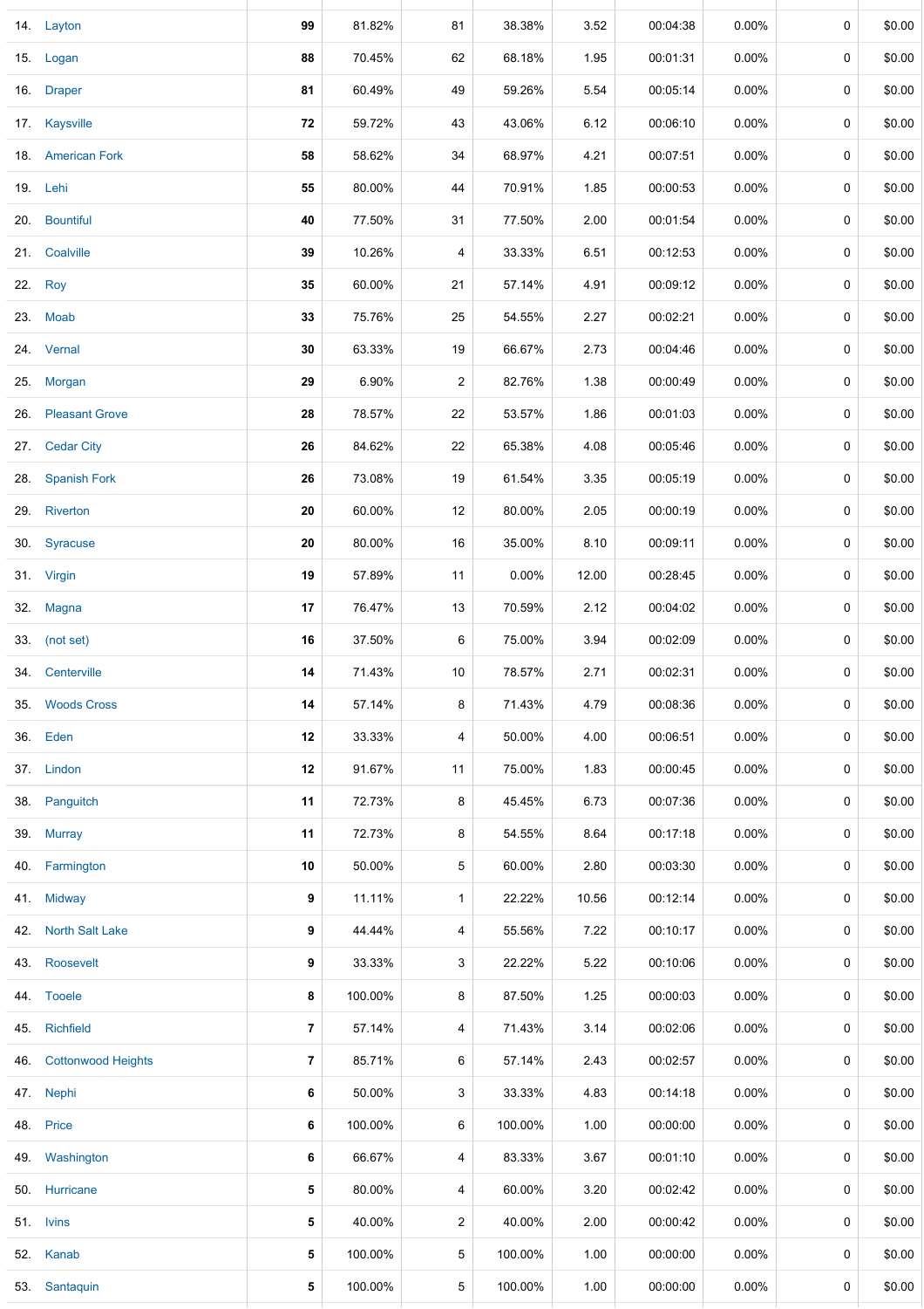| | | | | | | | | | | |
|---|---|---|---|---|---|---|---|---|---|---|
| 14. | Layton | **99** | 81.82% | 81 | 38.38% | 3.52 | 00:04:38 | 0.00% | 0 | $0.00 |
| 15. | Logan | **88** | 70.45% | 62 | 68.18% | 1.95 | 00:01:31 | 0.00% | 0 | $0.00 |
| 16. | Draper | **81** | 60.49% | 49 | 59.26% | 5.54 | 00:05:14 | 0.00% | 0 | $0.00 |
| 17. | Kaysville | **72** | 59.72% | 43 | 43.06% | 6.12 | 00:06:10 | 0.00% | 0 | $0.00 |
| 18. | American Fork | **58** | 58.62% | 34 | 68.97% | 4.21 | 00:07:51 | 0.00% | 0 | $0.00 |
| 19. | Lehi | **55** | 80.00% | 44 | 70.91% | 1.85 | 00:00:53 | 0.00% | 0 | $0.00 |
| 20. | Bountiful | **40** | 77.50% | 31 | 77.50% | 2.00 | 00:01:54 | 0.00% | 0 | $0.00 |
| 21. | Coalville | **39** | 10.26% | 4 | 33.33% | 6.51 | 00:12:53 | 0.00% | 0 | $0.00 |
| 22. | Roy | **35** | 60.00% | 21 | 57.14% | 4.91 | 00:09:12 | 0.00% | 0 | $0.00 |
| 23. | Moab | **33** | 75.76% | 25 | 54.55% | 2.27 | 00:02:21 | 0.00% | 0 | $0.00 |
| 24. | Vernal | **30** | 63.33% | 19 | 66.67% | 2.73 | 00:04:46 | 0.00% | 0 | $0.00 |
| 25. | Morgan | **29** | 6.90% | 2 | 82.76% | 1.38 | 00:00:49 | 0.00% | 0 | $0.00 |
| 26. | Pleasant Grove | **28** | 78.57% | 22 | 53.57% | 1.86 | 00:01:03 | 0.00% | 0 | $0.00 |
| 27. | Cedar City | **26** | 84.62% | 22 | 65.38% | 4.08 | 00:05:46 | 0.00% | 0 | $0.00 |
| 28. | Spanish Fork | **26** | 73.08% | 19 | 61.54% | 3.35 | 00:05:19 | 0.00% | 0 | $0.00 |
| 29. | Riverton | **20** | 60.00% | 12 | 80.00% | 2.05 | 00:00:19 | 0.00% | 0 | $0.00 |
| 30. | Syracuse | **20** | 80.00% | 16 | 35.00% | 8.10 | 00:09:11 | 0.00% | 0 | $0.00 |
| 31. | Virgin | **19** | 57.89% | 11 | 0.00% | 12.00 | 00:28:45 | 0.00% | 0 | $0.00 |
| 32. | Magna | **17** | 76.47% | 13 | 70.59% | 2.12 | 00:04:02 | 0.00% | 0 | $0.00 |
| 33. | (not set) | **16** | 37.50% | 6 | 75.00% | 3.94 | 00:02:09 | 0.00% | 0 | $0.00 |
| 34. | Centerville | **14** | 71.43% | 10 | 78.57% | 2.71 | 00:02:31 | 0.00% | 0 | $0.00 |
| 35. | Woods Cross | **14** | 57.14% | 8 | 71.43% | 4.79 | 00:08:36 | 0.00% | 0 | $0.00 |
| 36. | Eden | **12** | 33.33% | 4 | 50.00% | 4.00 | 00:06:51 | 0.00% | 0 | $0.00 |
| 37. | Lindon | **12** | 91.67% | 11 | 75.00% | 1.83 | 00:00:45 | 0.00% | 0 | $0.00 |
| 38. | Panguitch | **11** | 72.73% | 8 | 45.45% | 6.73 | 00:07:36 | 0.00% | 0 | $0.00 |
| 39. | Murray | **11** | 72.73% | 8 | 54.55% | 8.64 | 00:17:18 | 0.00% | 0 | $0.00 |
| 40. | Farmington | **10** | 50.00% | 5 | 60.00% | 2.80 | 00:03:30 | 0.00% | 0 | $0.00 |
| 41. | Midway | **9** | 11.11% | 1 | 22.22% | 10.56 | 00:12:14 | 0.00% | 0 | $0.00 |
| 42. | North Salt Lake | **9** | 44.44% | 4 | 55.56% | 7.22 | 00:10:17 | 0.00% | 0 | $0.00 |
| 43. | Roosevelt | **9** | 33.33% | 3 | 22.22% | 5.22 | 00:10:06 | 0.00% | 0 | $0.00 |
| 44. | Tooele | **8** | 100.00% | 8 | 87.50% | 1.25 | 00:00:03 | 0.00% | 0 | $0.00 |
| 45. | Richfield | **7** | 57.14% | 4 | 71.43% | 3.14 | 00:02:06 | 0.00% | 0 | $0.00 |
| 46. | Cottonwood Heights | **7** | 85.71% | 6 | 57.14% | 2.43 | 00:02:57 | 0.00% | 0 | $0.00 |
| 47. | Nephi | **6** | 50.00% | 3 | 33.33% | 4.83 | 00:14:18 | 0.00% | 0 | $0.00 |
| 48. | Price | **6** | 100.00% | 6 | 100.00% | 1.00 | 00:00:00 | 0.00% | 0 | $0.00 |
| 49. | Washington | **6** | 66.67% | 4 | 83.33% | 3.67 | 00:01:10 | 0.00% | 0 | $0.00 |
| 50. | Hurricane | **5** | 80.00% | 4 | 60.00% | 3.20 | 00:02:42 | 0.00% | 0 | $0.00 |
| 51. | Ivins | **5** | 40.00% | 2 | 40.00% | 2.00 | 00:00:42 | 0.00% | 0 | $0.00 |
| 52. | Kanab | **5** | 100.00% | 5 | 100.00% | 1.00 | 00:00:00 | 0.00% | 0 | $0.00 |
| 53. | Santaquin | **5** | 100.00% | 5 | 100.00% | 1.00 | 00:00:00 | 0.00% | 0 | $0.00 |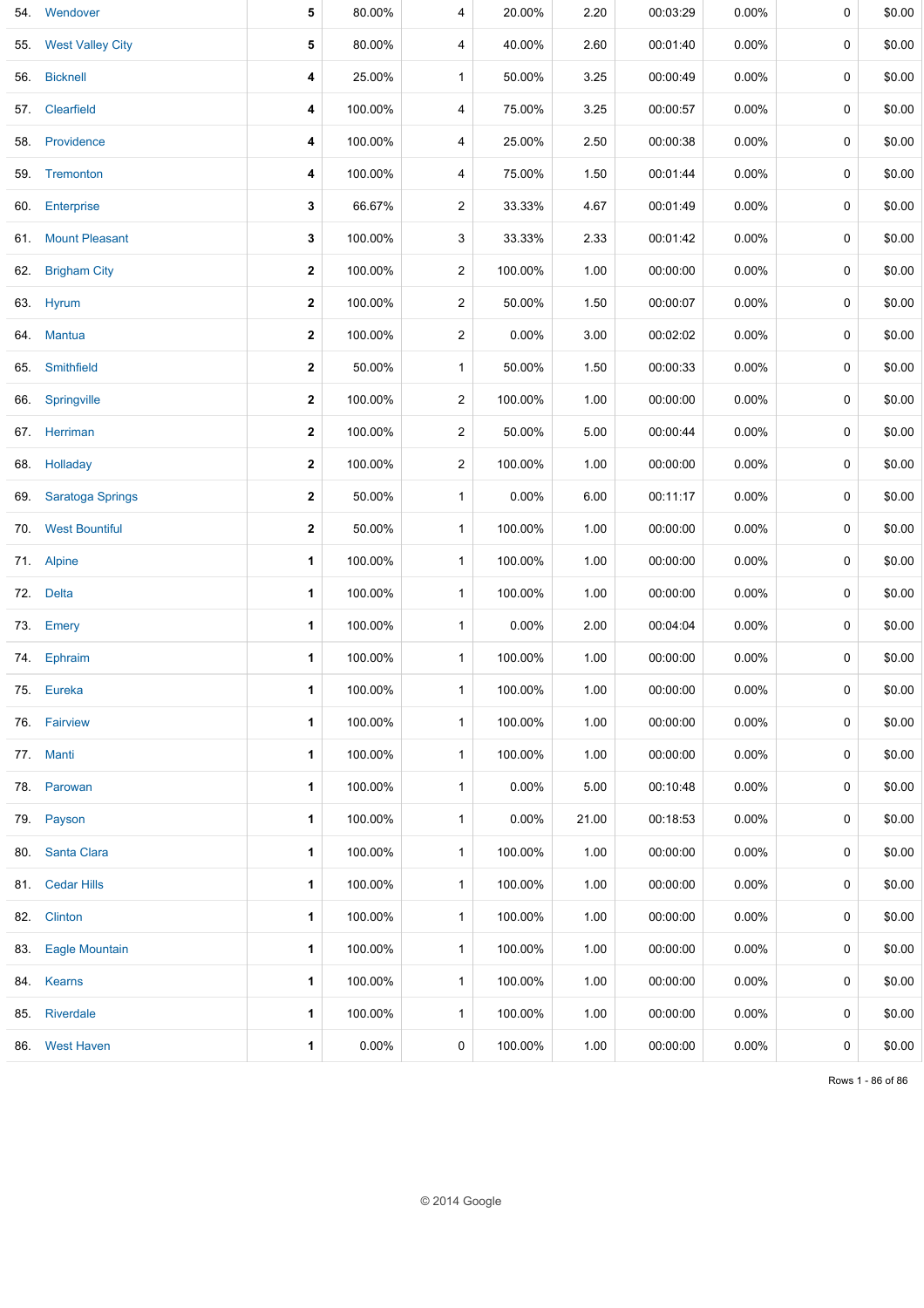| | | | | | | | | | |
|---|---|---|---|---|---|---|---|---|---|
| 54. | Wendover | 5 | 80.00% | 4 | 20.00% | 2.20 | 00:03:29 | 0.00% | 0 | $0.00 |
| 55. | West Valley City | 5 | 80.00% | 4 | 40.00% | 2.60 | 00:01:40 | 0.00% | 0 | $0.00 |
| 56. | Bicknell | 4 | 25.00% | 1 | 50.00% | 3.25 | 00:00:49 | 0.00% | 0 | $0.00 |
| 57. | Clearfield | 4 | 100.00% | 4 | 75.00% | 3.25 | 00:00:57 | 0.00% | 0 | $0.00 |
| 58. | Providence | 4 | 100.00% | 4 | 25.00% | 2.50 | 00:00:38 | 0.00% | 0 | $0.00 |
| 59. | Tremonton | 4 | 100.00% | 4 | 75.00% | 1.50 | 00:01:44 | 0.00% | 0 | $0.00 |
| 60. | Enterprise | 3 | 66.67% | 2 | 33.33% | 4.67 | 00:01:49 | 0.00% | 0 | $0.00 |
| 61. | Mount Pleasant | 3 | 100.00% | 3 | 33.33% | 2.33 | 00:01:42 | 0.00% | 0 | $0.00 |
| 62. | Brigham City | 2 | 100.00% | 2 | 100.00% | 1.00 | 00:00:00 | 0.00% | 0 | $0.00 |
| 63. | Hyrum | 2 | 100.00% | 2 | 50.00% | 1.50 | 00:00:07 | 0.00% | 0 | $0.00 |
| 64. | Mantua | 2 | 100.00% | 2 | 0.00% | 3.00 | 00:02:02 | 0.00% | 0 | $0.00 |
| 65. | Smithfield | 2 | 50.00% | 1 | 50.00% | 1.50 | 00:00:33 | 0.00% | 0 | $0.00 |
| 66. | Springville | 2 | 100.00% | 2 | 100.00% | 1.00 | 00:00:00 | 0.00% | 0 | $0.00 |
| 67. | Herriman | 2 | 100.00% | 2 | 50.00% | 5.00 | 00:00:44 | 0.00% | 0 | $0.00 |
| 68. | Holladay | 2 | 100.00% | 2 | 100.00% | 1.00 | 00:00:00 | 0.00% | 0 | $0.00 |
| 69. | Saratoga Springs | 2 | 50.00% | 1 | 0.00% | 6.00 | 00:11:17 | 0.00% | 0 | $0.00 |
| 70. | West Bountiful | 2 | 50.00% | 1 | 100.00% | 1.00 | 00:00:00 | 0.00% | 0 | $0.00 |
| 71. | Alpine | 1 | 100.00% | 1 | 100.00% | 1.00 | 00:00:00 | 0.00% | 0 | $0.00 |
| 72. | Delta | 1 | 100.00% | 1 | 100.00% | 1.00 | 00:00:00 | 0.00% | 0 | $0.00 |
| 73. | Emery | 1 | 100.00% | 1 | 0.00% | 2.00 | 00:04:04 | 0.00% | 0 | $0.00 |
| 74. | Ephraim | 1 | 100.00% | 1 | 100.00% | 1.00 | 00:00:00 | 0.00% | 0 | $0.00 |
| 75. | Eureka | 1 | 100.00% | 1 | 100.00% | 1.00 | 00:00:00 | 0.00% | 0 | $0.00 |
| 76. | Fairview | 1 | 100.00% | 1 | 100.00% | 1.00 | 00:00:00 | 0.00% | 0 | $0.00 |
| 77. | Manti | 1 | 100.00% | 1 | 100.00% | 1.00 | 00:00:00 | 0.00% | 0 | $0.00 |
| 78. | Parowan | 1 | 100.00% | 1 | 0.00% | 5.00 | 00:10:48 | 0.00% | 0 | $0.00 |
| 79. | Payson | 1 | 100.00% | 1 | 0.00% | 21.00 | 00:18:53 | 0.00% | 0 | $0.00 |
| 80. | Santa Clara | 1 | 100.00% | 1 | 100.00% | 1.00 | 00:00:00 | 0.00% | 0 | $0.00 |
| 81. | Cedar Hills | 1 | 100.00% | 1 | 100.00% | 1.00 | 00:00:00 | 0.00% | 0 | $0.00 |
| 82. | Clinton | 1 | 100.00% | 1 | 100.00% | 1.00 | 00:00:00 | 0.00% | 0 | $0.00 |
| 83. | Eagle Mountain | 1 | 100.00% | 1 | 100.00% | 1.00 | 00:00:00 | 0.00% | 0 | $0.00 |
| 84. | Kearns | 1 | 100.00% | 1 | 100.00% | 1.00 | 00:00:00 | 0.00% | 0 | $0.00 |
| 85. | Riverdale | 1 | 100.00% | 1 | 100.00% | 1.00 | 00:00:00 | 0.00% | 0 | $0.00 |
| 86. | West Haven | 1 | 0.00% | 0 | 100.00% | 1.00 | 00:00:00 | 0.00% | 0 | $0.00 |

Rows 1 - 86 of 86

© 2014 Google